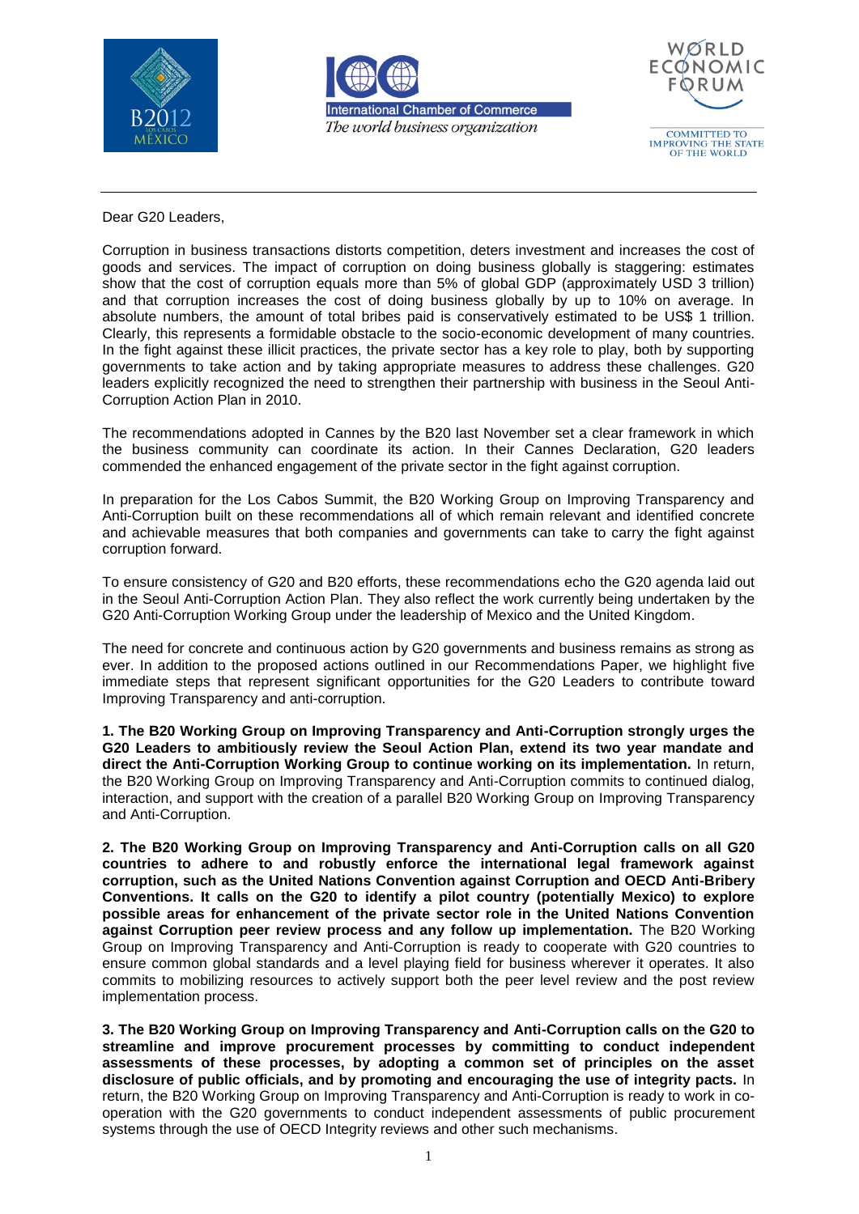Dear G20 Leaders,

Corruption in business transactions distorts competition, deters investment and increases the cost of goods and services. The impact of corruption on doing business globally is staggering: estimates show that the cost of corruption equals more than 5% of global GDP (approximately USD 3 trillion) and that corruption increases the cost of doing business globally by up to 10% on average. In absolute numbers, the amount of total bribes paid is conservatively estimated to be US$ 1 trillion. Clearly, this represents a formidable obstacle to the socio-economic development of many countries. In the fight against these illicit practices, the private sector has a key role to play, both by supporting governments to take action and by taking appropriate measures to address these challenges. G20 leaders explicitly recognized the need to strengthen their partnership with business in the Seoul Anti-Corruption Action Plan in 2010.

The recommendations adopted in Cannes by the B20 last November set a clear framework in which the business community can coordinate its action. In their Cannes Declaration, G20 leaders commended the enhanced engagement of the private sector in the fight against corruption.

In preparation for the Los Cabos Summit, the B20 Working Group on Improving Transparency and Anti-Corruption built on these recommendations all of which remain relevant and identified concrete and achievable measures that both companies and governments can take to carry the fight against corruption forward.

To ensure consistency of G20 and B20 efforts, these recommendations echo the G20 agenda laid out in the Seoul Anti-Corruption Action Plan. They also reflect the work currently being undertaken by the G20 Anti-Corruption Working Group under the leadership of Mexico and the United Kingdom.

The need for concrete and continuous action by G20 governments and business remains as strong as ever. In addition to the proposed actions outlined in our Recommendations Paper, we highlight five immediate steps that represent significant opportunities for the G20 Leaders to contribute toward Improving Transparency and anti-corruption.

**1. The B20 Working Group on Improving Transparency and Anti-Corruption strongly urges the G20 Leaders to ambitiously review the Seoul Action Plan, extend its two year mandate and direct the Anti-Corruption Working Group to continue working on its implementation.** In return, the B20 Working Group on Improving Transparency and Anti-Corruption commits to continued dialog, interaction, and support with the creation of a parallel B20 Working Group on Improving Transparency and Anti-Corruption.

**2. The B20 Working Group on Improving Transparency and Anti-Corruption calls on all G20 countries to adhere to and robustly enforce the international legal framework against corruption, such as the United Nations Convention against Corruption and OECD Anti-Bribery Conventions. It calls on the G20 to identify a pilot country (potentially Mexico) to explore possible areas for enhancement of the private sector role in the United Nations Convention against Corruption peer review process and any follow up implementation.** The B20 Working Group on Improving Transparency and Anti-Corruption is ready to cooperate with G20 countries to ensure common global standards and a level playing field for business wherever it operates. It also commits to mobilizing resources to actively support both the peer level review and the post review implementation process.

**3. The B20 Working Group on Improving Transparency and Anti-Corruption calls on the G20 to streamline and improve procurement processes by committing to conduct independent assessments of these processes, by adopting a common set of principles on the asset disclosure of public officials, and by promoting and encouraging the use of integrity pacts.** In return, the B20 Working Group on Improving Transparency and Anti-Corruption is ready to work in co-operation with the G20 governments to conduct independent assessments of public procurement systems through the use of OECD Integrity reviews and other such mechanisms.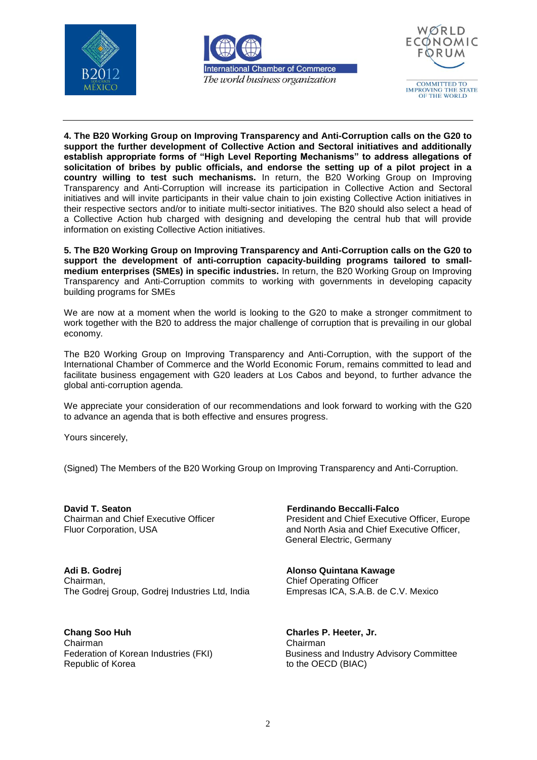**4. The B20 Working Group on Improving Transparency and Anti-Corruption calls on the G20 to support the further development of Collective Action and Sectoral initiatives and additionally establish appropriate forms of "High Level Reporting Mechanisms" to address allegations of solicitation of bribes by public officials, and endorse the setting up of a pilot project in a country willing to test such mechanisms.** In return, the B20 Working Group on Improving Transparency and Anti-Corruption will increase its participation in Collective Action and Sectoral initiatives and will invite participants in their value chain to join existing Collective Action initiatives in their respective sectors and/or to initiate multi-sector initiatives. The B20 should also select a head of a Collective Action hub charged with designing and developing the central hub that will provide information on existing Collective Action initiatives.

**5. The B20 Working Group on Improving Transparency and Anti-Corruption calls on the G20 to support the development of anti-corruption capacity-building programs tailored to small-medium enterprises (SMEs) in specific industries.** In return, the B20 Working Group on Improving Transparency and Anti-Corruption commits to working with governments in developing capacity building programs for SMEs

We are now at a moment when the world is looking to the G20 to make a stronger commitment to work together with the B20 to address the major challenge of corruption that is prevailing in our global economy.

The B20 Working Group on Improving Transparency and Anti-Corruption, with the support of the International Chamber of Commerce and the World Economic Forum, remains committed to lead and facilitate business engagement with G20 leaders at Los Cabos and beyond, to further advance the global anti-corruption agenda.

We appreciate your consideration of our recommendations and look forward to working with the G20 to advance an agenda that is both effective and ensures progress.

Yours sincerely,

(Signed) The Members of the B20 Working Group on Improving Transparency and Anti-Corruption.

**David T. Seaton**
Chairman and Chief Executive Officer
Fluor Corporation, USA

**Ferdinando Beccalli-Falco**
President and Chief Executive Officer, Europe and North Asia and Chief Executive Officer, General Electric, Germany

**Adi B. Godrej**
Chairman,
The Godrej Group, Godrej Industries Ltd, India

**Alonso Quintana Kawage**
Chief Operating Officer
Empresas ICA, S.A.B. de C.V. Mexico

**Chang Soo Huh**
Chairman
Federation of Korean Industries (FKI)
Republic of Korea

**Charles P. Heeter, Jr.**
Chairman
Business and Industry Advisory Committee to the OECD (BIAC)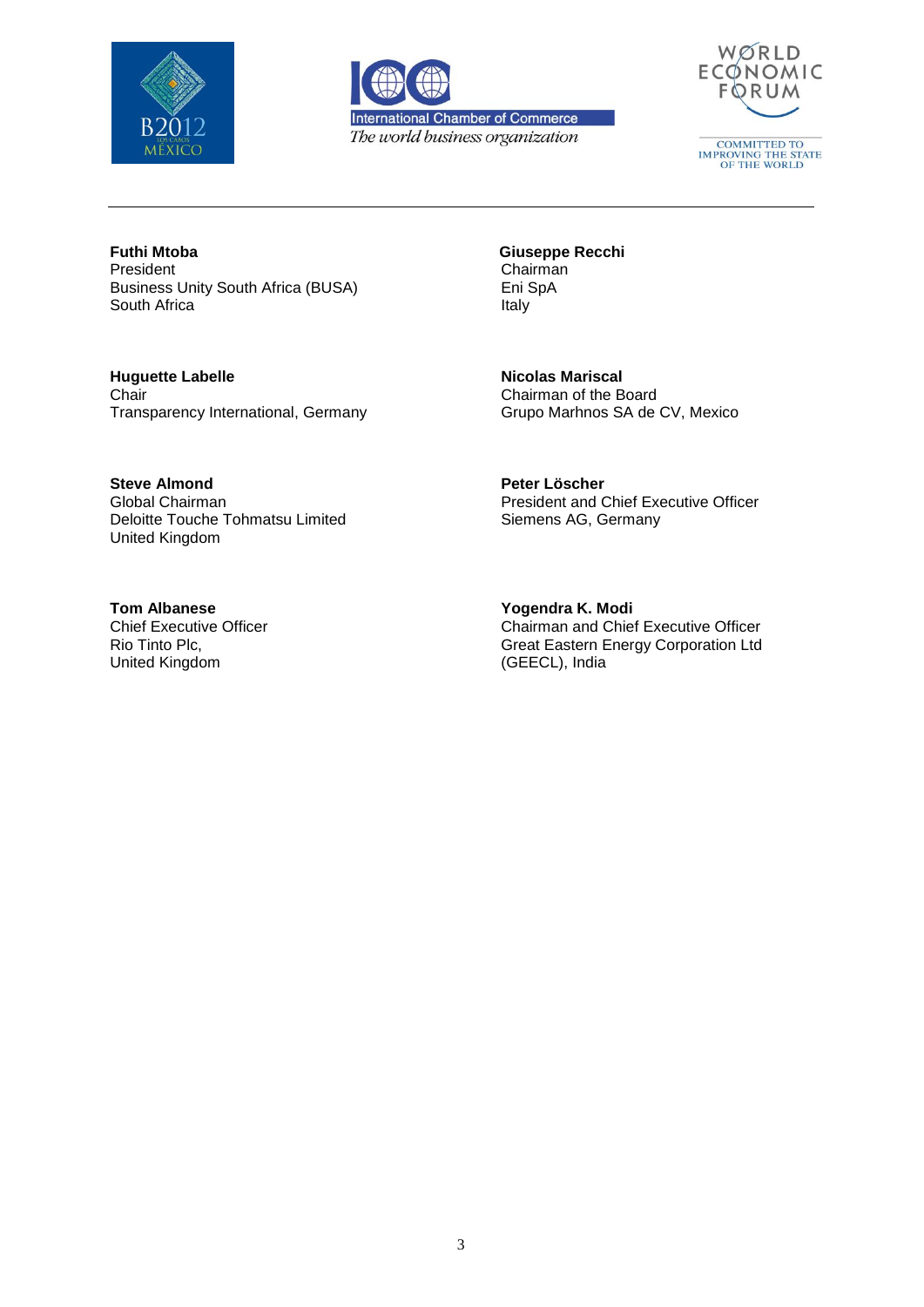**Futhi Mtoba**
President
Business Unity South Africa (BUSA)
South Africa

**Giuseppe Recchi**
Chairman
Eni SpA
Italy

**Huguette Labelle**
Chair
Transparency International, Germany

**Nicolas Mariscal**
Chairman of the Board
Grupo Marhnos SA de CV, Mexico

**Steve Almond**
Global Chairman
Deloitte Touche Tohmatsu Limited
United Kingdom

**Peter Löscher**
President and Chief Executive Officer
Siemens AG, Germany

**Tom Albanese**
Chief Executive Officer
Rio Tinto Plc,
United Kingdom

**Yogendra K. Modi**
Chairman and Chief Executive Officer
Great Eastern Energy Corporation Ltd
(GEECL), India